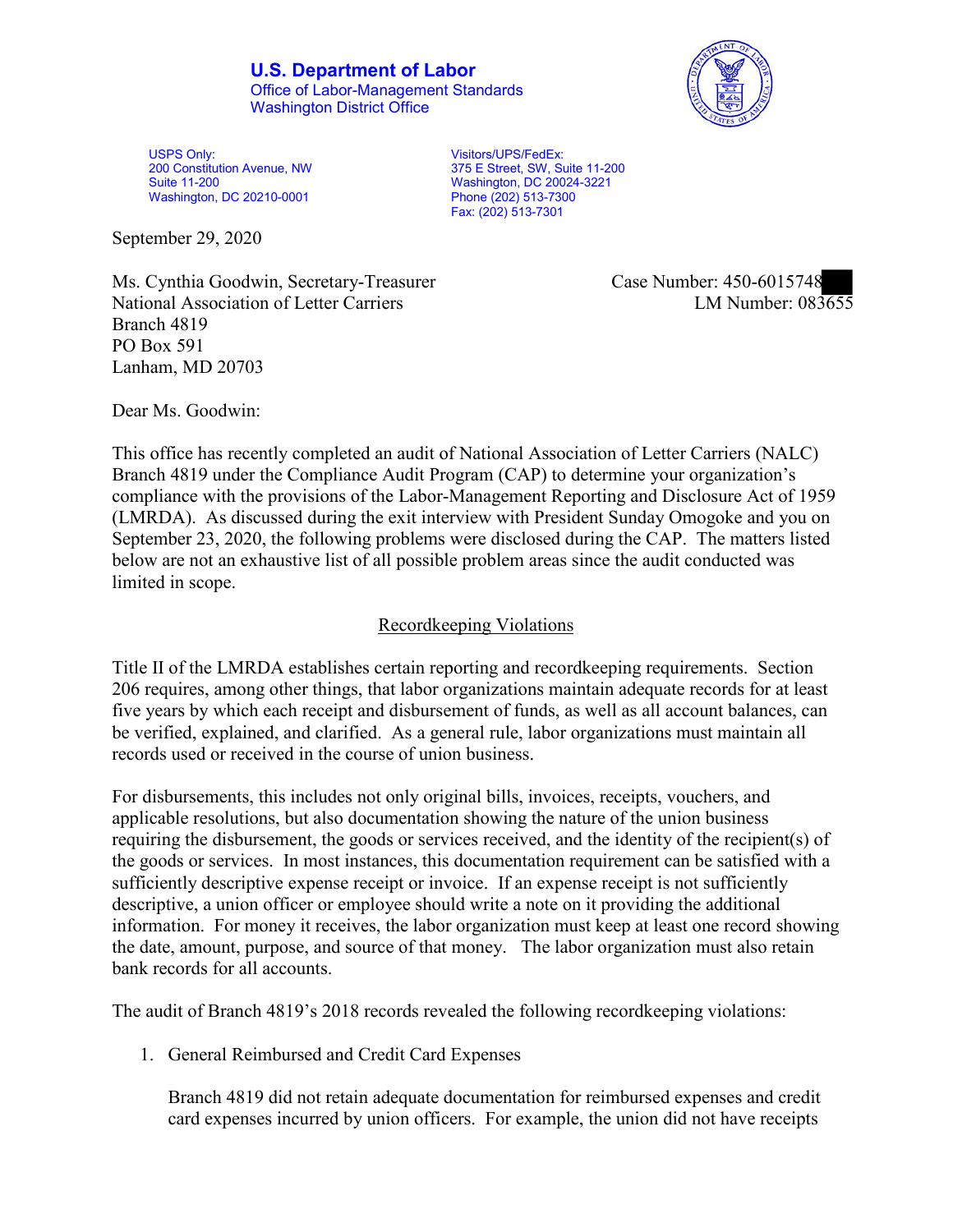**U.S. Department of Labor**
Office of Labor-Management Standards
Washington District Office

USPS Only:
200 Constitution Avenue, NW
Suite 11-200
Washington, DC 20210-0001

Visitors/UPS/FedEx:
375 E Street, SW, Suite 11-200
Washington, DC 20024-3221
Phone (202) 513-7300
Fax: (202) 513-7301

September 29, 2020

Ms. Cynthia Goodwin, Secretary-Treasurer
National Association of Letter Carriers
Branch 4819
PO Box 591
Lanham, MD 20703

Case Number: 450-6015748
LM Number: 083655

Dear Ms. Goodwin:

This office has recently completed an audit of National Association of Letter Carriers (NALC) Branch 4819 under the Compliance Audit Program (CAP) to determine your organization's compliance with the provisions of the Labor-Management Reporting and Disclosure Act of 1959 (LMRDA). As discussed during the exit interview with President Sunday Omogoke and you on September 23, 2020, the following problems were disclosed during the CAP. The matters listed below are not an exhaustive list of all possible problem areas since the audit conducted was limited in scope.

## Recordkeeping Violations

Title II of the LMRDA establishes certain reporting and recordkeeping requirements. Section 206 requires, among other things, that labor organizations maintain adequate records for at least five years by which each receipt and disbursement of funds, as well as all account balances, can be verified, explained, and clarified. As a general rule, labor organizations must maintain all records used or received in the course of union business.

For disbursements, this includes not only original bills, invoices, receipts, vouchers, and applicable resolutions, but also documentation showing the nature of the union business requiring the disbursement, the goods or services received, and the identity of the recipient(s) of the goods or services. In most instances, this documentation requirement can be satisfied with a sufficiently descriptive expense receipt or invoice. If an expense receipt is not sufficiently descriptive, a union officer or employee should write a note on it providing the additional information. For money it receives, the labor organization must keep at least one record showing the date, amount, purpose, and source of that money. The labor organization must also retain bank records for all accounts.

The audit of Branch 4819's 2018 records revealed the following recordkeeping violations:

1. General Reimbursed and Credit Card Expenses

   Branch 4819 did not retain adequate documentation for reimbursed expenses and credit card expenses incurred by union officers. For example, the union did not have receipts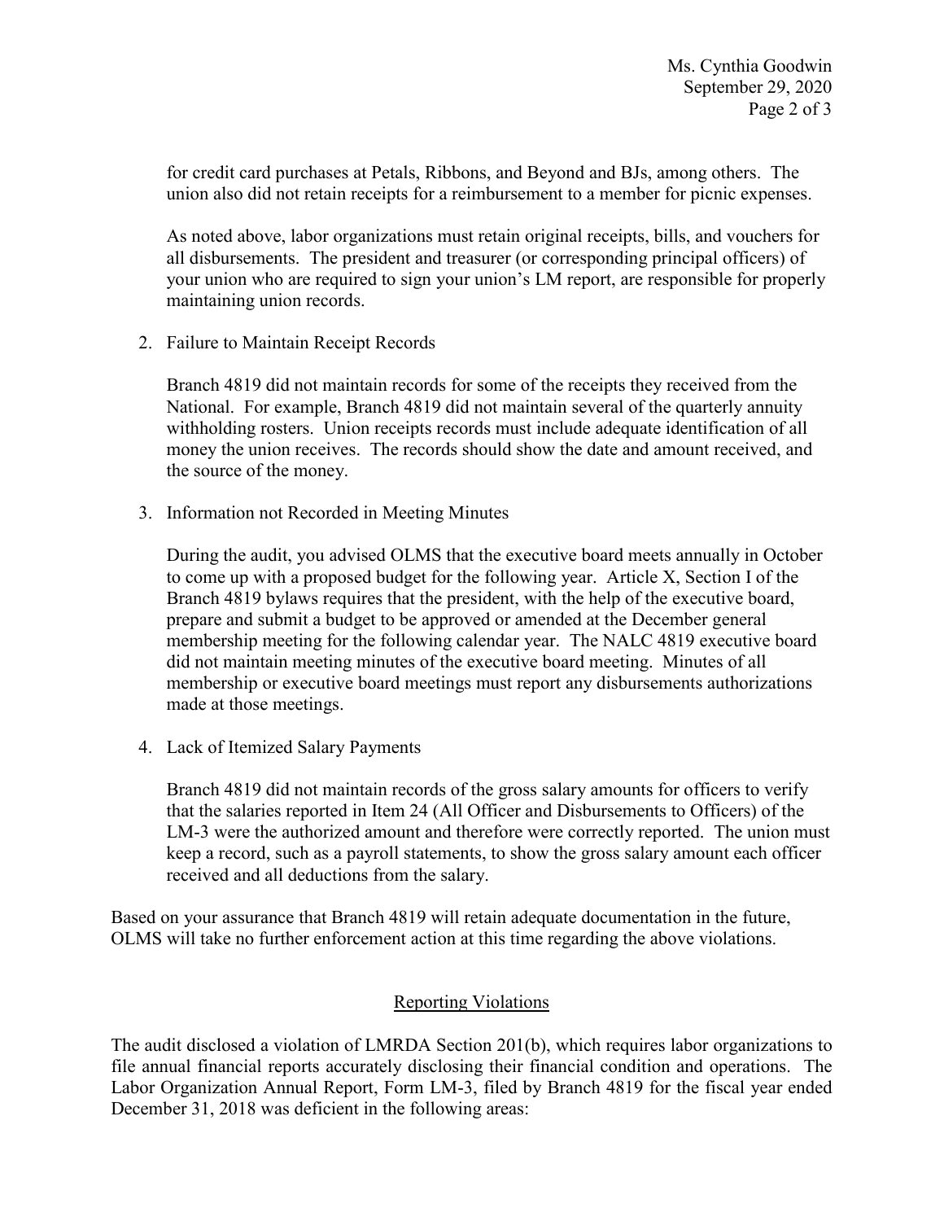for credit card purchases at Petals, Ribbons, and Beyond and BJs, among others. The union also did not retain receipts for a reimbursement to a member for picnic expenses.

As noted above, labor organizations must retain original receipts, bills, and vouchers for all disbursements. The president and treasurer (or corresponding principal officers) of your union who are required to sign your union's LM report, are responsible for properly maintaining union records.

2. Failure to Maintain Receipt Records

   Branch 4819 did not maintain records for some of the receipts they received from the National. For example, Branch 4819 did not maintain several of the quarterly annuity withholding rosters. Union receipts records must include adequate identification of all money the union receives. The records should show the date and amount received, and the source of the money.

3. Information not Recorded in Meeting Minutes

   During the audit, you advised OLMS that the executive board meets annually in October to come up with a proposed budget for the following year. Article X, Section I of the Branch 4819 bylaws requires that the president, with the help of the executive board, prepare and submit a budget to be approved or amended at the December general membership meeting for the following calendar year. The NALC 4819 executive board did not maintain meeting minutes of the executive board meeting. Minutes of all membership or executive board meetings must report any disbursements authorizations made at those meetings.

4. Lack of Itemized Salary Payments

   Branch 4819 did not maintain records of the gross salary amounts for officers to verify that the salaries reported in Item 24 (All Officer and Disbursements to Officers) of the LM-3 were the authorized amount and therefore were correctly reported. The union must keep a record, such as a payroll statements, to show the gross salary amount each officer received and all deductions from the salary.

Based on your assurance that Branch 4819 will retain adequate documentation in the future, OLMS will take no further enforcement action at this time regarding the above violations.

## Reporting Violations

The audit disclosed a violation of LMRDA Section 201(b), which requires labor organizations to file annual financial reports accurately disclosing their financial condition and operations. The Labor Organization Annual Report, Form LM-3, filed by Branch 4819 for the fiscal year ended December 31, 2018 was deficient in the following areas: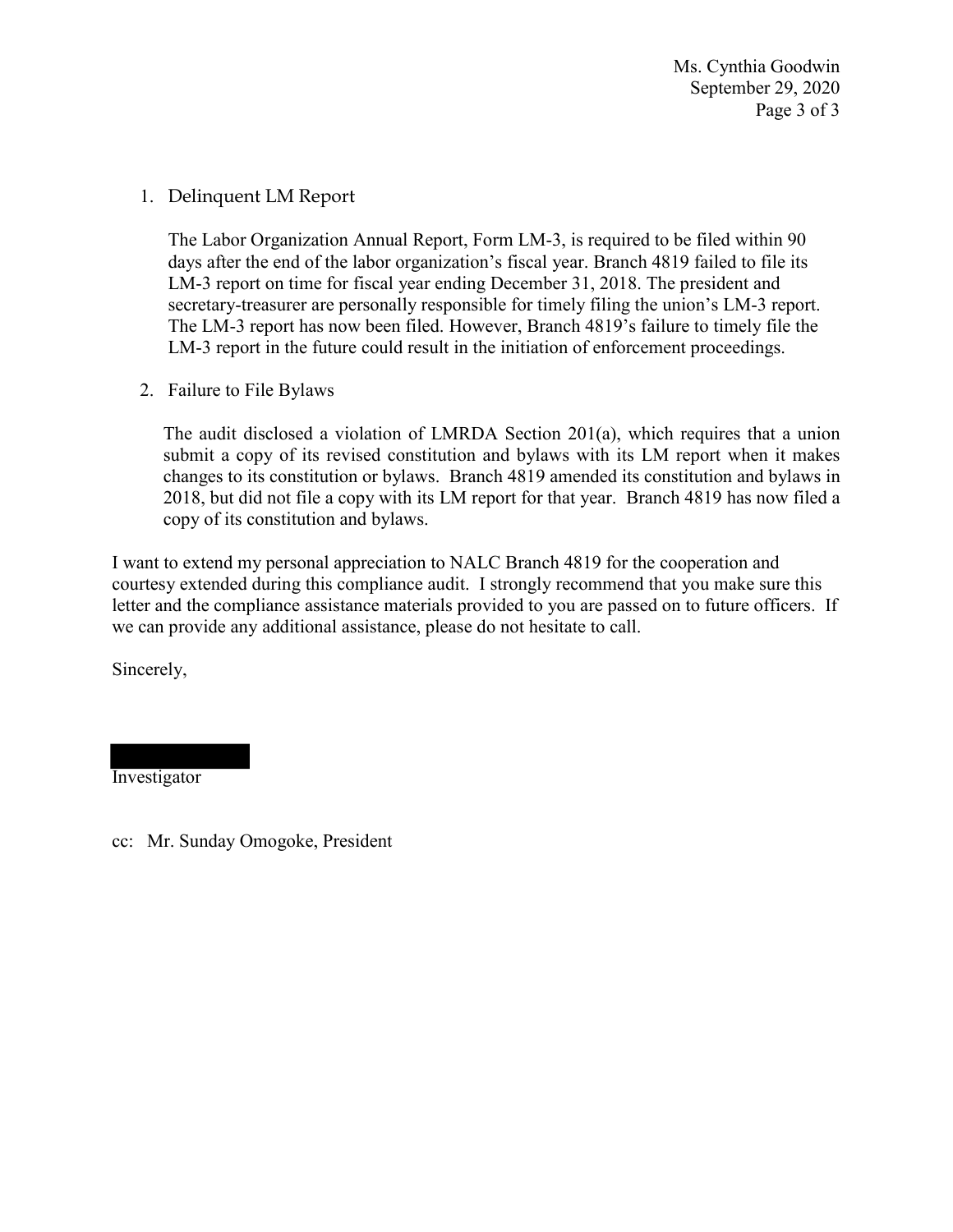1. Delinquent LM Report

   The Labor Organization Annual Report, Form LM-3, is required to be filed within 90 days after the end of the labor organization's fiscal year. Branch 4819 failed to file its LM-3 report on time for fiscal year ending December 31, 2018. The president and secretary-treasurer are personally responsible for timely filing the union's LM-3 report. The LM-3 report has now been filed. However, Branch 4819's failure to timely file the LM-3 report in the future could result in the initiation of enforcement proceedings.

2. Failure to File Bylaws

   The audit disclosed a violation of LMRDA Section 201(a), which requires that a union submit a copy of its revised constitution and bylaws with its LM report when it makes changes to its constitution or bylaws. Branch 4819 amended its constitution and bylaws in 2018, but did not file a copy with its LM report for that year. Branch 4819 has now filed a copy of its constitution and bylaws.

I want to extend my personal appreciation to NALC Branch 4819 for the cooperation and courtesy extended during this compliance audit. I strongly recommend that you make sure this letter and the compliance assistance materials provided to you are passed on to future officers. If we can provide any additional assistance, please do not hesitate to call.

Sincerely,

Investigator

cc: Mr. Sunday Omogoke, President